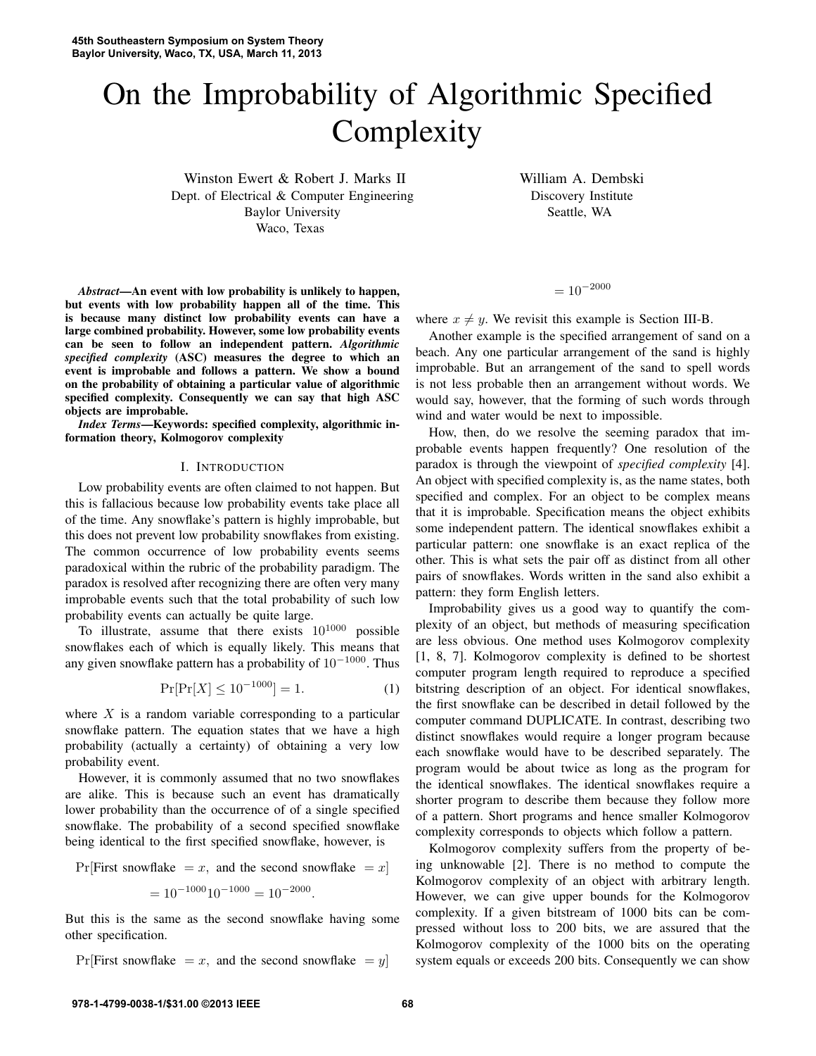// 45th Southeastern Symposium on System Theory header omitted as running metadata? It's conference metadata; omit.

# On the Improbability of Algorithmic Specified Complexity

Winston Ewert & Robert J. Marks II
Dept. of Electrical & Computer Engineering
Baylor University
Waco, Texas

William A. Dembski
Discovery Institute
Seattle, WA

***Abstract*—An event with low probability is unlikely to happen, but events with low probability happen all of the time. This is because many distinct low probability events can have a large combined probability. However, some low probability events can be seen to follow an independent pattern. *Algorithmic specified complexity* (ASC) measures the degree to which an event is improbable and follows a pattern. We show a bound on the probability of obtaining a particular value of algorithmic specified complexity. Consequently we can say that high ASC objects are improbable.**

***Index Terms*—Keywords: specified complexity, algorithmic information theory, Kolmogorov complexity**

## I. Introduction

Low probability events are often claimed to not happen. But this is fallacious because low probability events take place all of the time. Any snowflake's pattern is highly improbable, but this does not prevent low probability snowflakes from existing. The common occurrence of low probability events seems paradoxical within the rubric of the probability paradigm. The paradox is resolved after recognizing there are often very many improbable events such that the total probability of such low probability events can actually be quite large.

To illustrate, assume that there exists $10^{1000}$ possible snowflakes each of which is equally likely. This means that any given snowflake pattern has a probability of $10^{-1000}$. Thus

$$\Pr[\Pr[X] \leq 10^{-1000}] = 1. \tag{1}$$

where $X$ is a random variable corresponding to a particular snowflake pattern. The equation states that we have a high probability (actually a certainty) of obtaining a very low probability event.

However, it is commonly assumed that no two snowflakes are alike. This is because such an event has dramatically lower probability than the occurrence of of a single specified snowflake. The probability of a second specified snowflake being identical to the first specified snowflake, however, is

$$\Pr[\text{First snowflake } = x, \text{ and the second snowflake } = x]$$
$$= 10^{-1000} 10^{-1000} = 10^{-2000}.$$

But this is the same as the second snowflake having some other specification.

$$\Pr[\text{First snowflake } = x, \text{ and the second snowflake } = y]$$
$$= 10^{-2000}$$

where $x \neq y$. We revisit this example is Section III-B.

Another example is the specified arrangement of sand on a beach. Any one particular arrangement of the sand is highly improbable. But an arrangement of the sand to spell words is not less probable then an arrangement without words. We would say, however, that the forming of such words through wind and water would be next to impossible.

How, then, do we resolve the seeming paradox that improbable events happen frequently? One resolution of the paradox is through the viewpoint of *specified complexity* [4]. An object with specified complexity is, as the name states, both specified and complex. For an object to be complex means that it is improbable. Specification means the object exhibits some independent pattern. The identical snowflakes exhibit a particular pattern: one snowflake is an exact replica of the other. This is what sets the pair off as distinct from all other pairs of snowflakes. Words written in the sand also exhibit a pattern: they form English letters.

Improbability gives us a good way to quantify the complexity of an object, but methods of measuring specification are less obvious. One method uses Kolmogorov complexity [1, 8, 7]. Kolmogorov complexity is defined to be shortest computer program length required to reproduce a specified bitstring description of an object. For identical snowflakes, the first snowflake can be described in detail followed by the computer command DUPLICATE. In contrast, describing two distinct snowflakes would require a longer program because each snowflake would have to be described separately. The program would be about twice as long as the program for the identical snowflakes. The identical snowflakes require a shorter program to describe them because they follow more of a pattern. Short programs and hence smaller Kolmogorov complexity corresponds to objects which follow a pattern.

Kolmogorov complexity suffers from the property of being unknowable [2]. There is no method to compute the Kolmogorov complexity of an object with arbitrary length. However, we can give upper bounds for the Kolmogorov complexity. If a given bitstream of 1000 bits can be compressed without loss to 200 bits, we are assured that the Kolmogorov complexity of the 1000 bits on the operating system equals or exceeds 200 bits. Consequently we can show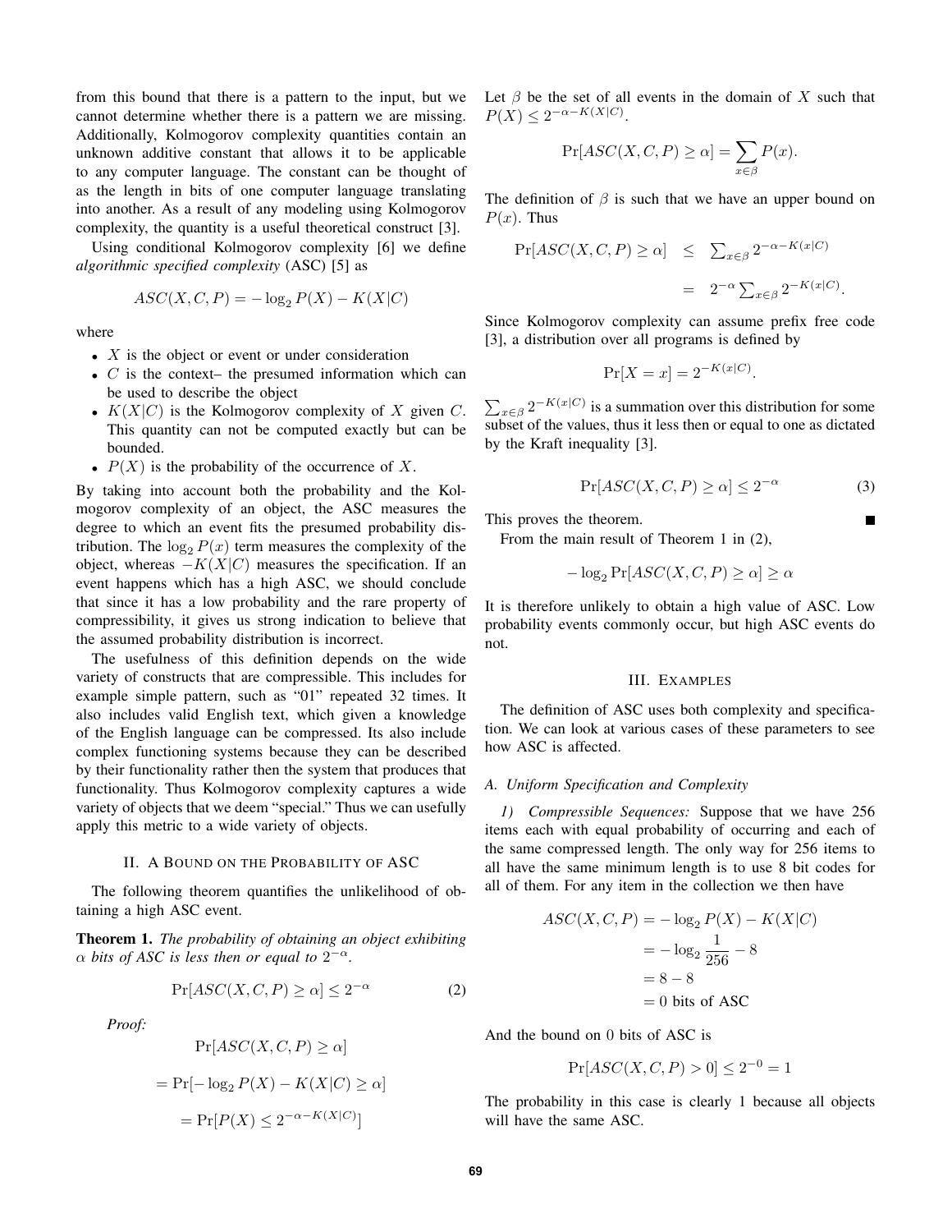from this bound that there is a pattern to the input, but we cannot determine whether there is a pattern we are missing. Additionally, Kolmogorov complexity quantities contain an unknown additive constant that allows it to be applicable to any computer language. The constant can be thought of as the length in bits of one computer language translating into another. As a result of any modeling using Kolmogorov complexity, the quantity is a useful theoretical construct [3].

Using conditional Kolmogorov complexity [6] we define *algorithmic specified complexity* (ASC) [5] as

$$ASC(X, C, P) = -\log_2 P(X) - K(X|C)$$

where

- $X$ is the object or event or under consideration
- $C$ is the context– the presumed information which can be used to describe the object
- $K(X|C)$ is the Kolmogorov complexity of $X$ given $C$. This quantity can not be computed exactly but can be bounded.
- $P(X)$ is the probability of the occurrence of $X$.

By taking into account both the probability and the Kolmogorov complexity of an object, the ASC measures the degree to which an event fits the presumed probability distribution. The $\log_2 P(x)$ term measures the complexity of the object, whereas $-K(X|C)$ measures the specification. If an event happens which has a high ASC, we should conclude that since it has a low probability and the rare property of compressibility, it gives us strong indication to believe that the assumed probability distribution is incorrect.

The usefulness of this definition depends on the wide variety of constructs that are compressible. This includes for example simple pattern, such as "01" repeated 32 times. It also includes valid English text, which given a knowledge of the English language can be compressed. Its also include complex functioning systems because they can be described by their functionality rather then the system that produces that functionality. Thus Kolmogorov complexity captures a wide variety of objects that we deem "special." Thus we can usefully apply this metric to a wide variety of objects.

## II. A Bound on the Probability of ASC

The following theorem quantifies the unlikelihood of obtaining a high ASC event.

**Theorem 1.** *The probability of obtaining an object exhibiting $\alpha$ bits of ASC is less then or equal to $2^{-\alpha}$.*

$$\Pr[ASC(X, C, P) \geq \alpha] \leq 2^{-\alpha} \tag{2}$$

*Proof:*

$$\Pr[ASC(X, C, P) \geq \alpha]$$

$$= \Pr[-\log_2 P(X) - K(X|C) \geq \alpha]$$

$$= \Pr[P(X) \leq 2^{-\alpha - K(X|C)}]$$

Let $\beta$ be the set of all events in the domain of $X$ such that $P(X) \leq 2^{-\alpha-K(X|C)}$.

$$\Pr[ASC(X, C, P) \geq \alpha] = \sum_{x \in \beta} P(x).$$

The definition of $\beta$ is such that we have an upper bound on $P(x)$. Thus

$$\begin{aligned}\Pr[ASC(X, C, P) \geq \alpha] &\leq \sum_{x \in \beta} 2^{-\alpha - K(x|C)} \\ &= 2^{-\alpha} \sum_{x \in \beta} 2^{-K(x|C)}.\end{aligned}$$

Since Kolmogorov complexity can assume prefix free code [3], a distribution over all programs is defined by

$$\Pr[X = x] = 2^{-K(x|C)}.$$

$\sum_{x \in \beta} 2^{-K(x|C)}$ is a summation over this distribution for some subset of the values, thus it less then or equal to one as dictated by the Kraft inequality [3].

$$\Pr[ASC(X, C, P) \geq \alpha] \leq 2^{-\alpha} \tag{3}$$

This proves the theorem. ■

From the main result of Theorem 1 in (2),

$$-\log_2 \Pr[ASC(X, C, P) \geq \alpha] \geq \alpha$$

It is therefore unlikely to obtain a high value of ASC. Low probability events commonly occur, but high ASC events do not.

## III. Examples

The definition of ASC uses both complexity and specification. We can look at various cases of these parameters to see how ASC is affected.

### A. Uniform Specification and Complexity

*1) Compressible Sequences:* Suppose that we have 256 items each with equal probability of occurring and each of the same compressed length. The only way for 256 items to all have the same minimum length is to use 8 bit codes for all of them. For any item in the collection we then have

$$\begin{aligned}ASC(X, C, P) &= -\log_2 P(X) - K(X|C) \\ &= -\log_2 \frac{1}{256} - 8 \\ &= 8 - 8 \\ &= 0 \text{ bits of ASC}\end{aligned}$$

And the bound on 0 bits of ASC is

$$\Pr[ASC(X, C, P) > 0] \leq 2^{-0} = 1$$

The probability in this case is clearly 1 because all objects will have the same ASC.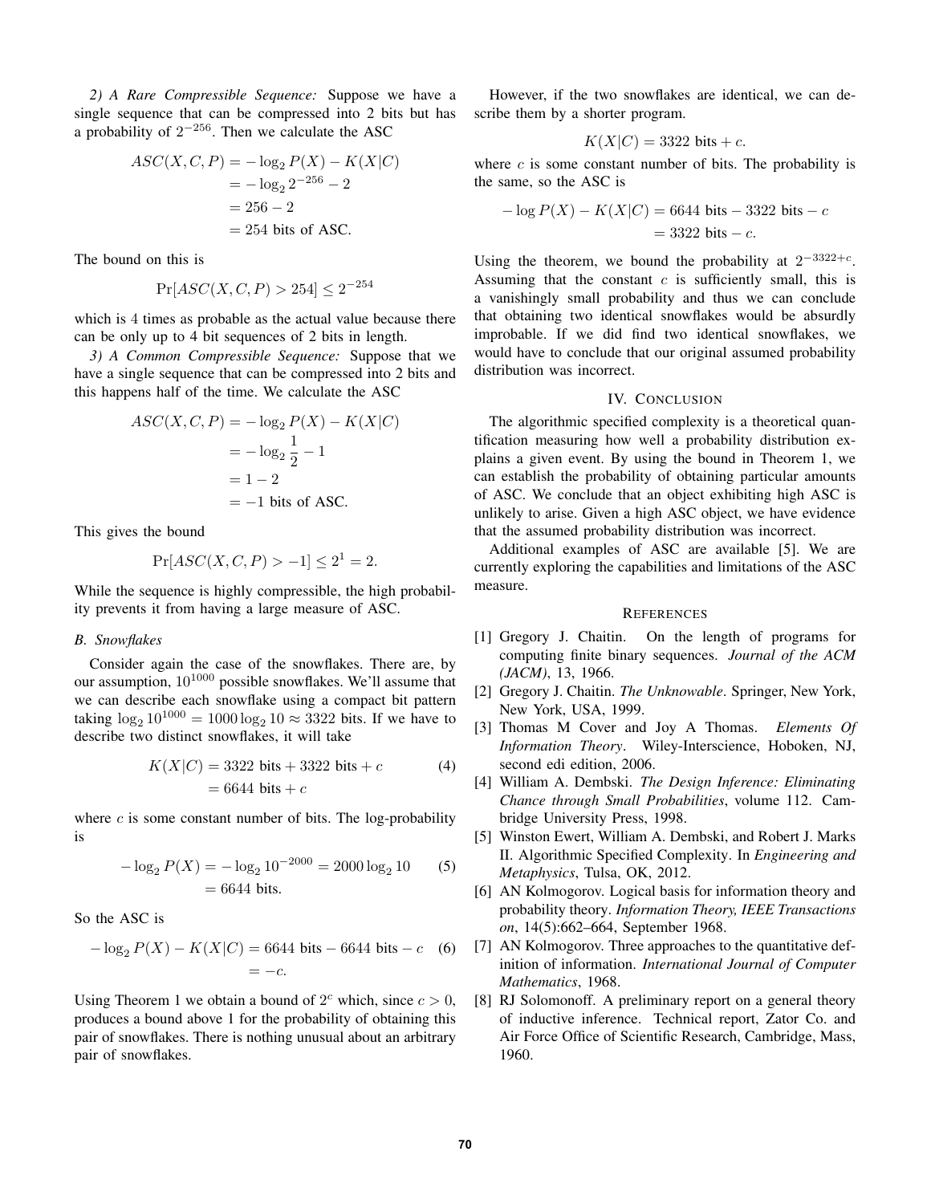*2) A Rare Compressible Sequence:* Suppose we have a single sequence that can be compressed into 2 bits but has a probability of $2^{-256}$. Then we calculate the ASC

$$\begin{aligned} ASC(X, C, P) &= -\log_2 P(X) - K(X|C) \\ &= -\log_2 2^{-256} - 2 \\ &= 256 - 2 \\ &= 254 \text{ bits of ASC.} \end{aligned}$$

The bound on this is

$$\Pr[ASC(X, C, P) > 254] \leq 2^{-254}$$

which is 4 times as probable as the actual value because there can be only up to 4 bit sequences of 2 bits in length.

*3) A Common Compressible Sequence:* Suppose that we have a single sequence that can be compressed into 2 bits and this happens half of the time. We calculate the ASC

$$\begin{aligned} ASC(X, C, P) &= -\log_2 P(X) - K(X|C) \\ &= -\log_2 \frac{1}{2} - 1 \\ &= 1 - 2 \\ &= -1 \text{ bits of ASC.} \end{aligned}$$

This gives the bound

$$\Pr[ASC(X, C, P) > -1] \leq 2^1 = 2.$$

While the sequence is highly compressible, the high probability prevents it from having a large measure of ASC.

### *B. Snowflakes*

Consider again the case of the snowflakes. There are, by our assumption, $10^{1000}$ possible snowflakes. We'll assume that we can describe each snowflake using a compact bit pattern taking $\log_2 10^{1000} = 1000 \log_2 10 \approx 3322$ bits. If we have to describe two distinct snowflakes, it will take

$$\begin{aligned} K(X|C) &= 3322 \text{ bits} + 3322 \text{ bits} + c \\ &= 6644 \text{ bits} + c \end{aligned} \tag{4}$$

where $c$ is some constant number of bits. The log-probability is

$$\begin{aligned} -\log_2 P(X) &= -\log_2 10^{-2000} = 2000 \log_2 10 \\ &= 6644 \text{ bits.} \end{aligned} \tag{5}$$

So the ASC is

$$\begin{aligned} -\log_2 P(X) - K(X|C) &= 6644 \text{ bits} - 6644 \text{ bits} - c \\ &= -c. \end{aligned} \tag{6}$$

Using Theorem 1 we obtain a bound of $2^c$ which, since $c > 0$, produces a bound above 1 for the probability of obtaining this pair of snowflakes. There is nothing unusual about an arbitrary pair of snowflakes.

However, if the two snowflakes are identical, we can describe them by a shorter program.

$$K(X|C) = 3322 \text{ bits} + c.$$

where $c$ is some constant number of bits. The probability is the same, so the ASC is

$$\begin{aligned} -\log P(X) - K(X|C) &= 6644 \text{ bits} - 3322 \text{ bits} - c \\ &= 3322 \text{ bits} - c. \end{aligned}$$

Using the theorem, we bound the probability at $2^{-3322+c}$. Assuming that the constant $c$ is sufficiently small, this is a vanishingly small probability and thus we can conclude that obtaining two identical snowflakes would be absurdly improbable. If we did find two identical snowflakes, we would have to conclude that our original assumed probability distribution was incorrect.

## IV. Conclusion

The algorithmic specified complexity is a theoretical quantification measuring how well a probability distribution explains a given event. By using the bound in Theorem 1, we can establish the probability of obtaining particular amounts of ASC. We conclude that an object exhibiting high ASC is unlikely to arise. Given a high ASC object, we have evidence that the assumed probability distribution was incorrect.

Additional examples of ASC are available [5]. We are currently exploring the capabilities and limitations of the ASC measure.

## References

[1] Gregory J. Chaitin. On the length of programs for computing finite binary sequences. *Journal of the ACM (JACM)*, 13, 1966.

[2] Gregory J. Chaitin. *The Unknowable*. Springer, New York, New York, USA, 1999.

[3] Thomas M Cover and Joy A Thomas. *Elements Of Information Theory*. Wiley-Interscience, Hoboken, NJ, second edi edition, 2006.

[4] William A. Dembski. *The Design Inference: Eliminating Chance through Small Probabilities*, volume 112. Cambridge University Press, 1998.

[5] Winston Ewert, William A. Dembski, and Robert J. Marks II. Algorithmic Specified Complexity. In *Engineering and Metaphysics*, Tulsa, OK, 2012.

[6] AN Kolmogorov. Logical basis for information theory and probability theory. *Information Theory, IEEE Transactions on*, 14(5):662–664, September 1968.

[7] AN Kolmogorov. Three approaches to the quantitative definition of information. *International Journal of Computer Mathematics*, 1968.

[8] RJ Solomonoff. A preliminary report on a general theory of inductive inference. Technical report, Zator Co. and Air Force Office of Scientific Research, Cambridge, Mass, 1960.